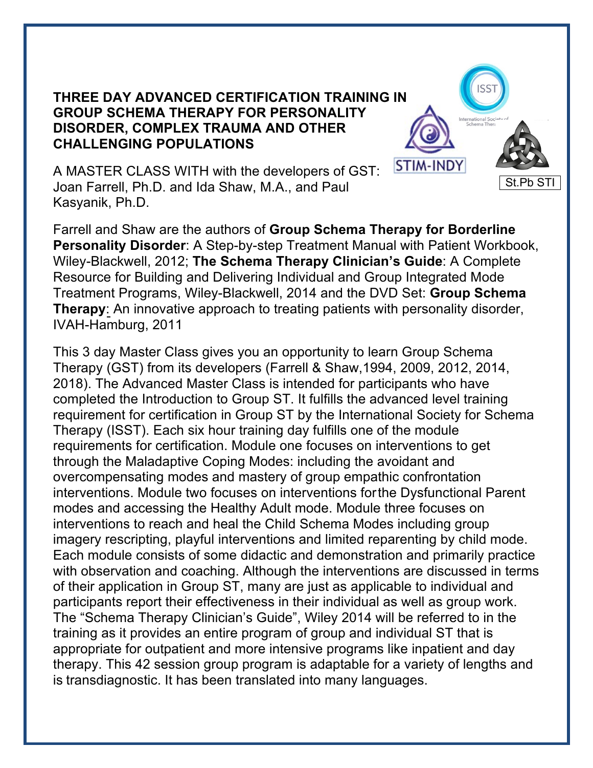# THREE DAY ADVANCED CERTIFICATION TRAINING IN GROUP SCHEMA THERAPY FOR PERSONALITY DISORDER, COMPLEX TRAUMA AND OTHER CHALLENGING POPULATIONS

STIM-INDY

St.Pb STI

A MASTER CLASS WITH with the developers of GST: Joan Farrell, Ph.D. and Ida Shaw, M.A., and Paul Kasyanik, Ph.D.

Farrell and Shaw are the authors of **Group Schema Therapy for Borderline Personality Disorder**: A Step-by-step Treatment Manual with Patient Workbook, Wiley-Blackwell, 2012; **The Schema Therapy Clinician's Guide**: A Complete Resource for Building and Delivering Individual and Group Integrated Mode Treatment Programs, Wiley-Blackwell, 2014 and the DVD Set: **Group Schema Therapy**: An innovative approach to treating patients with personality disorder, IVAH-Hamburg, 2011

This 3 day Master Class gives you an opportunity to learn Group Schema Therapy (GST) from its developers (Farrell & Shaw,1994, 2009, 2012, 2014, 2018). The Advanced Master Class is intended for participants who have completed the Introduction to Group ST. It fulfills the advanced level training requirement for certification in Group ST by the International Society for Schema Therapy (ISST). Each six hour training day fulfills one of the module requirements for certification. Module one focuses on interventions to get through the Maladaptive Coping Modes: including the avoidant and overcompensating modes and mastery of group empathic confrontation interventions. Module two focuses on interventions forthe Dysfunctional Parent modes and accessing the Healthy Adult mode. Module three focuses on interventions to reach and heal the Child Schema Modes including group imagery rescripting, playful interventions and limited reparenting by child mode. Each module consists of some didactic and demonstration and primarily practice with observation and coaching. Although the interventions are discussed in terms of their application in Group ST, many are just as applicable to individual and participants report their effectiveness in their individual as well as group work. The "Schema Therapy Clinician's Guide", Wiley 2014 will be referred to in the training as it provides an entire program of group and individual ST that is appropriate for outpatient and more intensive programs like inpatient and day therapy. This 42 session group program is adaptable for a variety of lengths and is transdiagnostic. It has been translated into many languages.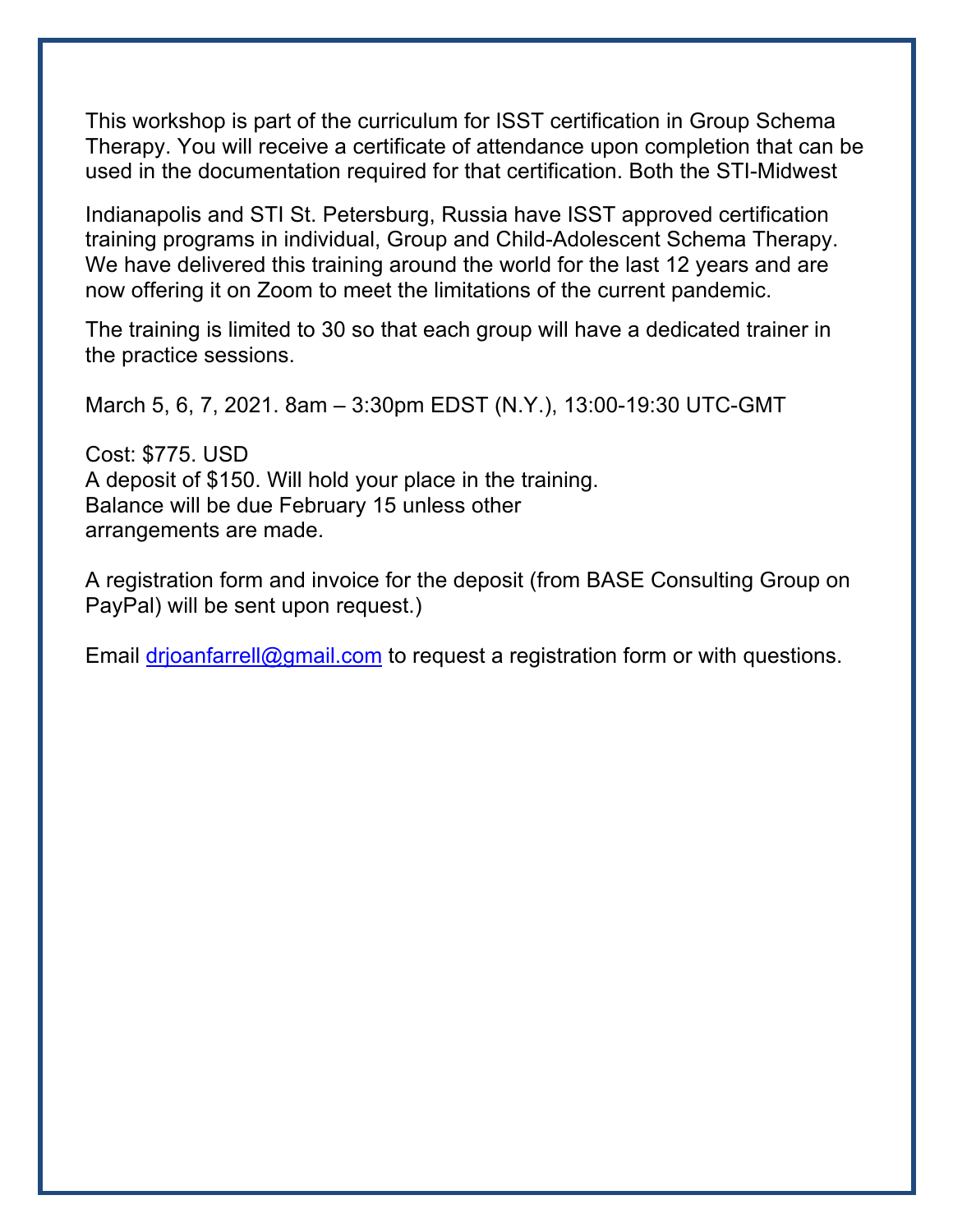This workshop is part of the curriculum for ISST certification in Group Schema Therapy. You will receive a certificate of attendance upon completion that can be used in the documentation required for that certification. Both the STI-Midwest

Indianapolis and STI St. Petersburg, Russia have ISST approved certification training programs in individual, Group and Child-Adolescent Schema Therapy. We have delivered this training around the world for the last 12 years and are now offering it on Zoom to meet the limitations of the current pandemic.

The training is limited to 30 so that each group will have a dedicated trainer in the practice sessions.

March 5, 6, 7, 2021. 8am – 3:30pm EDST (N.Y.), 13:00-19:30 UTC-GMT

Cost: $775. USD
A deposit of $150. Will hold your place in the training.
Balance will be due February 15 unless other
arrangements are made.

A registration form and invoice for the deposit (from BASE Consulting Group on PayPal) will be sent upon request.)

Email drjoanfarrell@gmail.com to request a registration form or with questions.